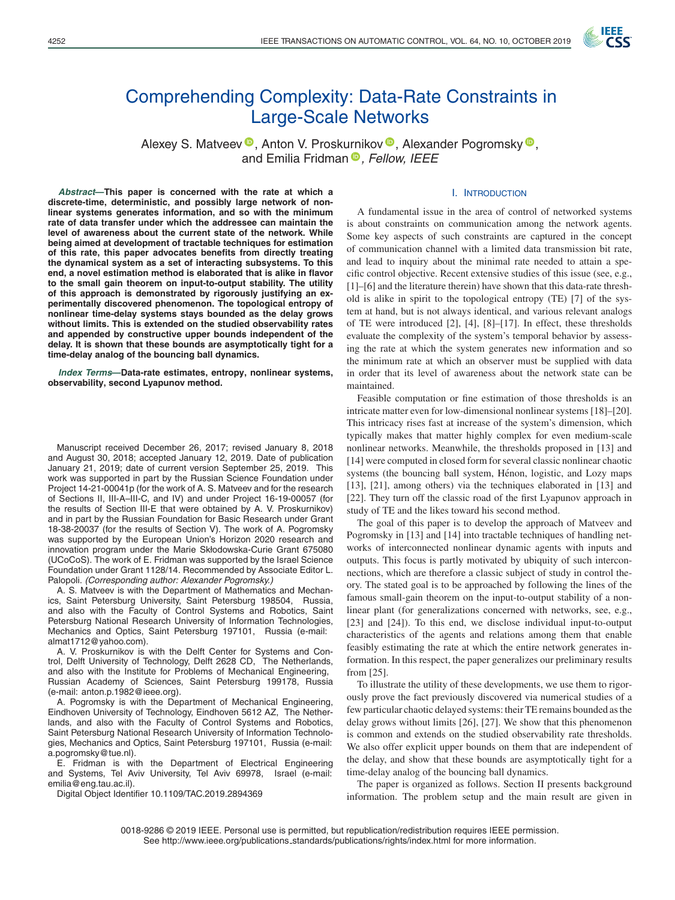# Comprehending Complexity: Data-Rate Constraints in Large-Scale Networks

Alexey S. Matveev, Anton V. Proskurnikov, Alexander Pogromsky, and Emilia Fridman, *Fellow, IEEE*

***Abstract*—This paper is concerned with the rate at which a discrete-time, deterministic, and possibly large network of nonlinear systems generates information, and so with the minimum rate of data transfer under which the addressee can maintain the level of awareness about the current state of the network. While being aimed at development of tractable techniques for estimation of this rate, this paper advocates benefits from directly treating the dynamical system as a set of interacting subsystems. To this end, a novel estimation method is elaborated that is alike in flavor to the small gain theorem on input-to-output stability. The utility of this approach is demonstrated by rigorously justifying an experimentally discovered phenomenon. The topological entropy of nonlinear time-delay systems stays bounded as the delay grows without limits. This is extended on the studied observability rates and appended by constructive upper bounds independent of the delay. It is shown that these bounds are asymptotically tight for a time-delay analog of the bouncing ball dynamics.**

***Index Terms*—Data-rate estimates, entropy, nonlinear systems, observability, second Lyapunov method.**

Manuscript received December 26, 2017; revised January 8, 2018 and August 30, 2018; accepted January 12, 2019. Date of publication January 21, 2019; date of current version September 25, 2019. This work was supported in part by the Russian Science Foundation under Project 14-21-00041p (for the work of A. S. Matveev and for the research of Sections II, III-A–III-C, and IV) and under Project 16-19-00057 (for the results of Section III-E that were obtained by A. V. Proskurnikov) and in part by the Russian Foundation for Basic Research under Grant 18-38-20037 (for the results of Section V). The work of A. Pogromsky was supported by the European Union's Horizon 2020 research and innovation program under the Marie Skłodowska-Curie Grant 675080 (UCoCoS). The work of E. Fridman was supported by the Israel Science Foundation under Grant 1128/14. Recommended by Associate Editor L. Palopoli. *(Corresponding author: Alexander Pogromsky.)*

A. S. Matveev is with the Department of Mathematics and Mechanics, Saint Petersburg University, Saint Petersburg 198504, Russia, and also with the Faculty of Control Systems and Robotics, Saint Petersburg National Research University of Information Technologies, Mechanics and Optics, Saint Petersburg 197101, Russia (e-mail: almat1712@yahoo.com).

A. V. Proskurnikov is with the Delft Center for Systems and Control, Delft University of Technology, Delft 2628 CD, The Netherlands, and also with the Institute for Problems of Mechanical Engineering, Russian Academy of Sciences, Saint Petersburg 199178, Russia (e-mail: anton.p.1982@ieee.org).

A. Pogromsky is with the Department of Mechanical Engineering, Eindhoven University of Technology, Eindhoven 5612 AZ, The Netherlands, and also with the Faculty of Control Systems and Robotics, Saint Petersburg National Research University of Information Technologies, Mechanics and Optics, Saint Petersburg 197101, Russia (e-mail: a.pogromsky@tue.nl).

E. Fridman is with the Department of Electrical Engineering and Systems, Tel Aviv University, Tel Aviv 69978, Israel (e-mail: emilia@eng.tau.ac.il).

Digital Object Identifier 10.1109/TAC.2019.2894369

## I. Introduction

A fundamental issue in the area of control of networked systems is about constraints on communication among the network agents. Some key aspects of such constraints are captured in the concept of communication channel with a limited data transmission bit rate, and lead to inquiry about the minimal rate needed to attain a specific control objective. Recent extensive studies of this issue (see, e.g., [1]–[6] and the literature therein) have shown that this data-rate threshold is alike in spirit to the topological entropy (TE) [7] of the system at hand, but is not always identical, and various relevant analogs of TE were introduced [2], [4], [8]–[17]. In effect, these thresholds evaluate the complexity of the system's temporal behavior by assessing the rate at which the system generates new information and so the minimum rate at which an observer must be supplied with data in order that its level of awareness about the network state can be maintained.

Feasible computation or fine estimation of those thresholds is an intricate matter even for low-dimensional nonlinear systems [18]–[20]. This intricacy rises fast at increase of the system's dimension, which typically makes that matter highly complex for even medium-scale nonlinear networks. Meanwhile, the thresholds proposed in [13] and [14] were computed in closed form for several classic nonlinear chaotic systems (the bouncing ball system, Hénon, logistic, and Lozy maps [13], [21], among others) via the techniques elaborated in [13] and [22]. They turn off the classic road of the first Lyapunov approach in study of TE and the likes toward his second method.

The goal of this paper is to develop the approach of Matveev and Pogromsky in [13] and [14] into tractable techniques of handling networks of interconnected nonlinear dynamic agents with inputs and outputs. This focus is partly motivated by ubiquity of such interconnections, which are therefore a classic subject of study in control theory. The stated goal is to be approached by following the lines of the famous small-gain theorem on the input-to-output stability of a nonlinear plant (for generalizations concerned with networks, see, e.g., [23] and [24]). To this end, we disclose individual input-to-output characteristics of the agents and relations among them that enable feasibly estimating the rate at which the entire network generates information. In this respect, the paper generalizes our preliminary results from [25].

To illustrate the utility of these developments, we use them to rigorously prove the fact previously discovered via numerical studies of a few particular chaotic delayed systems: their TE remains bounded as the delay grows without limits [26], [27]. We show that this phenomenon is common and extends on the studied observability rate thresholds. We also offer explicit upper bounds on them that are independent of the delay, and show that these bounds are asymptotically tight for a time-delay analog of the bouncing ball dynamics.

The paper is organized as follows. Section II presents background information. The problem setup and the main result are given in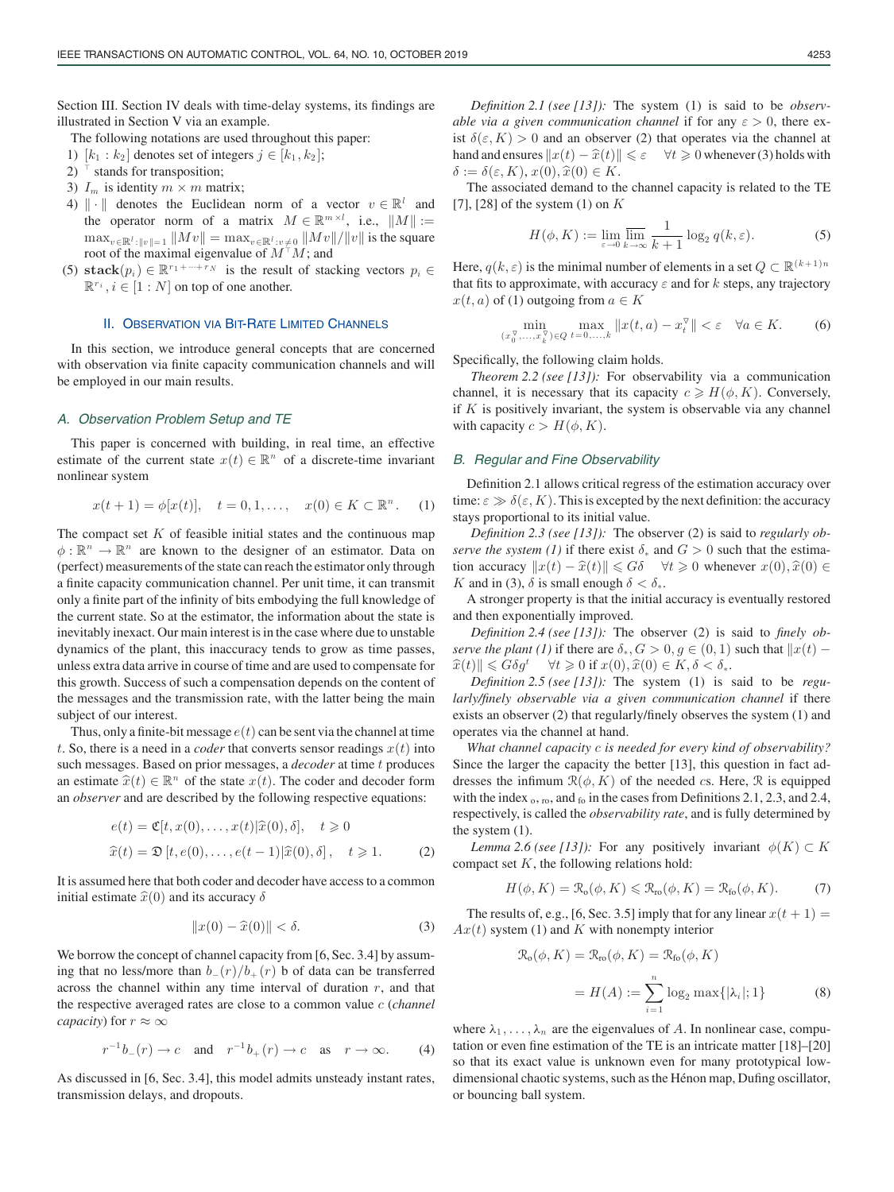Section III. Section IV deals with time-delay systems, its findings are illustrated in Section V via an example.

The following notations are used throughout this paper:

1) $[k_1 : k_2]$ denotes set of integers $j \in [k_1, k_2]$;
2) $^\top$ stands for transposition;
3) $I_m$ is identity $m \times m$ matrix;
4) $\| \cdot \|$ denotes the Euclidean norm of a vector $v \in \mathbb{R}^l$ and the operator norm of a matrix $M \in \mathbb{R}^{m \times l}$, i.e., $\|M\| := \max_{v \in \mathbb{R}^l : \|v\|=1} \|Mv\| = \max_{v \in \mathbb{R}^l : v \neq 0} \|Mv\|/\|v\|$ is the square root of the maximal eigenvalue of $M^\top M$; and
5) $\mathbf{stack}(p_i) \in \mathbb{R}^{r_1 + \cdots + r_N}$ is the result of stacking vectors $p_i \in \mathbb{R}^{r_i}, i \in [1 : N]$ on top of one another.

## II. Observation via Bit-Rate Limited Channels

In this section, we introduce general concepts that are concerned with observation via finite capacity communication channels and will be employed in our main results.

### A. Observation Problem Setup and TE

This paper is concerned with building, in real time, an effective estimate of the current state $x(t) \in \mathbb{R}^n$ of a discrete-time invariant nonlinear system

$$x(t+1) = \phi[x(t)], \quad t = 0, 1, \ldots, \quad x(0) \in K \subset \mathbb{R}^n. \tag{1}$$

The compact set $K$ of feasible initial states and the continuous map $\phi : \mathbb{R}^n \to \mathbb{R}^n$ are known to the designer of an estimator. Data on (perfect) measurements of the state can reach the estimator only through a finite capacity communication channel. Per unit time, it can transmit only a finite part of the infinity of bits embodying the full knowledge of the current state. So at the estimator, the information about the state is inevitably inexact. Our main interest is in the case where due to unstable dynamics of the plant, this inaccuracy tends to grow as time passes, unless extra data arrive in course of time and are used to compensate for this growth. Success of such a compensation depends on the content of the messages and the transmission rate, with the latter being the main subject of our interest.

Thus, only a finite-bit message $e(t)$ can be sent via the channel at time $t$. So, there is a need in a *coder* that converts sensor readings $x(t)$ into such messages. Based on prior messages, a *decoder* at time $t$ produces an estimate $\widehat{x}(t) \in \mathbb{R}^n$ of the state $x(t)$. The coder and decoder form an *observer* and are described by the following respective equations:

$$\begin{aligned} e(t) &= \mathfrak{C}[t, x(0), \ldots, x(t)|\widehat{x}(0), \delta], \quad t \geqslant 0 \\ \widehat{x}(t) &= \mathfrak{D}\left[t, e(0), \ldots, e(t-1)|\widehat{x}(0), \delta\right], \quad t \geqslant 1. \end{aligned} \tag{2}$$

It is assumed here that both coder and decoder have access to a common initial estimate $\widehat{x}(0)$ and its accuracy $\delta$

$$\|x(0) - \widehat{x}(0)\| < \delta. \tag{3}$$

We borrow the concept of channel capacity from [6, Sec. 3.4] by assuming that no less/more than $b_-(r)/b_+(r)$ b of data can be transferred across the channel within any time interval of duration $r$, and that the respective averaged rates are close to a common value $c$ (*channel capacity*) for $r \approx \infty$

$$r^{-1} b_-(r) \to c \quad \text{and} \quad r^{-1} b_+(r) \to c \quad \text{as} \quad r \to \infty. \tag{4}$$

As discussed in [6, Sec. 3.4], this model admits unsteady instant rates, transmission delays, and dropouts.

*Definition 2.1 (see [13]):* The system (1) is said to be *observable via a given communication channel* if for any $\varepsilon > 0$, there exist $\delta(\varepsilon, K) > 0$ and an observer (2) that operates via the channel at hand and ensures $\|x(t) - \widehat{x}(t)\| \leqslant \varepsilon \quad \forall t \geqslant 0$ whenever (3) holds with $\delta := \delta(\varepsilon, K), x(0), \widehat{x}(0) \in K$.

The associated demand to the channel capacity is related to the TE [7], [28] of the system (1) on $K$

$$H(\phi, K) := \lim_{\varepsilon \to 0} \overline{\lim_{k \to \infty}} \frac{1}{k+1} \log_2 q(k, \varepsilon). \tag{5}$$

Here, $q(k, \varepsilon)$ is the minimal number of elements in a set $Q \subset \mathbb{R}^{(k+1)n}$ that fits to approximate, with accuracy $\varepsilon$ and for $k$ steps, any trajectory $x(t, a)$ of (1) outgoing from $a \in K$

$$\min_{(x_0^\triangledown, \ldots, x_k^\triangledown) \in Q} \max_{t=0,\ldots,k} \|x(t,a) - x_t^\triangledown\| < \varepsilon \quad \forall a \in K. \tag{6}$$

Specifically, the following claim holds.

*Theorem 2.2 (see [13]):* For observability via a communication channel, it is necessary that its capacity $c \geqslant H(\phi, K)$. Conversely, if $K$ is positively invariant, the system is observable via any channel with capacity $c > H(\phi, K)$.

### B. Regular and Fine Observability

Definition 2.1 allows critical regress of the estimation accuracy over time: $\varepsilon \gg \delta(\varepsilon, K)$. This is excepted by the next definition: the accuracy stays proportional to its initial value.

*Definition 2.3 (see [13]):* The observer (2) is said to *regularly observe the system (1)* if there exist $\delta_*$ and $G > 0$ such that the estimation accuracy $\|x(t) - \widehat{x}(t)\| \leqslant G\delta \quad \forall t \geqslant 0$ whenever $x(0), \widehat{x}(0) \in K$ and in (3), $\delta$ is small enough $\delta < \delta_*$.

A stronger property is that the initial accuracy is eventually restored and then exponentially improved.

*Definition 2.4 (see [13]):* The observer (2) is said to *finely observe the plant (1)* if there are $\delta_*, G > 0, g \in (0,1)$ such that $\|x(t) - \widehat{x}(t)\| \leqslant G\delta g^t \quad \forall t \geqslant 0$ if $x(0), \widehat{x}(0) \in K, \delta < \delta_*$.

*Definition 2.5 (see [13]):* The system (1) is said to be *regularly/finely observable via a given communication channel* if there exists an observer (2) that regularly/finely observes the system (1) and operates via the channel at hand.

*What channel capacity $c$ is needed for every kind of observability?* Since the larger the capacity the better [13], this question in fact addresses the infimum $\mathfrak{R}(\phi, K)$ of the needed $c$s. Here, $\mathfrak{R}$ is equipped with the index $_{\text{o}}$, $_{\text{ro}}$, and $_{\text{fo}}$ in the cases from Definitions 2.1, 2.3, and 2.4, respectively, is called the *observability rate*, and is fully determined by the system (1).

*Lemma 2.6 (see [13]):* For any positively invariant $\phi(K) \subset K$ compact set $K$, the following relations hold:

$$H(\phi, K) = \mathfrak{R}_{\text{o}}(\phi, K) \leqslant \mathfrak{R}_{\text{ro}}(\phi, K) = \mathfrak{R}_{\text{fo}}(\phi, K). \tag{7}$$

The results of, e.g., [6, Sec. 3.5] imply that for any linear $x(t+1) = Ax(t)$ system (1) and $K$ with nonempty interior

$$\begin{aligned} \mathfrak{R}_{\text{o}}(\phi, K) &= \mathfrak{R}_{\text{ro}}(\phi, K) = \mathfrak{R}_{\text{fo}}(\phi, K) \\ &= H(A) := \sum_{i=1}^{n} \log_2 \max\{|\lambda_i|; 1\} \end{aligned} \tag{8}$$

where $\lambda_1, \ldots, \lambda_n$ are the eigenvalues of $A$. In nonlinear case, computation or even fine estimation of the TE is an intricate matter [18]–[20] so that its exact value is unknown even for many prototypical low-dimensional chaotic systems, such as the Hénon map, Dufing oscillator, or bouncing ball system.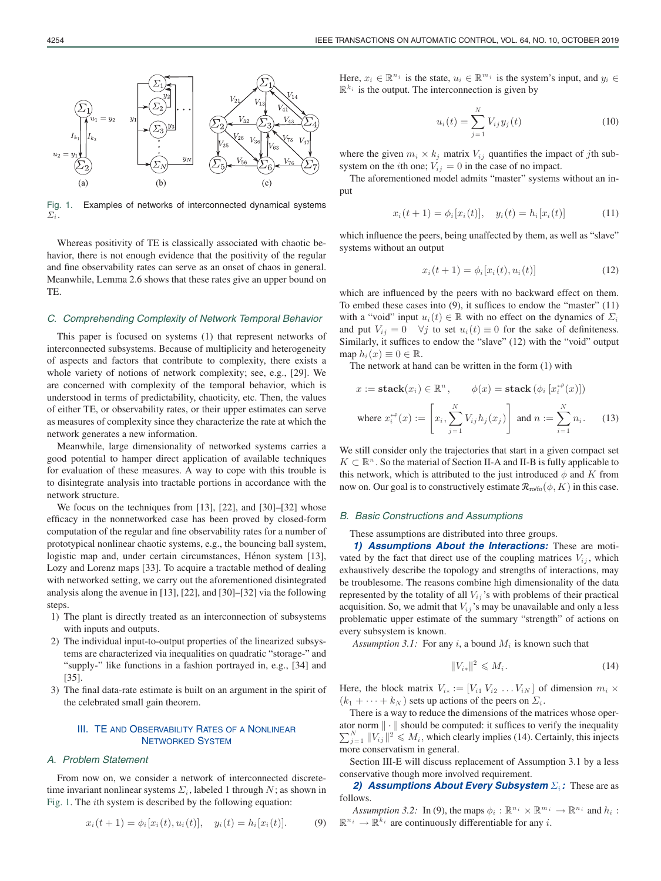Fig. 1. Examples of networks of interconnected dynamical systems $\Sigma_i$.

Whereas positivity of TE is classically associated with chaotic behavior, there is not enough evidence that the positivity of the regular and fine observability rates can serve as an onset of chaos in general. Meanwhile, Lemma 2.6 shows that these rates give an upper bound on TE.

### C. Comprehending Complexity of Network Temporal Behavior

This paper is focused on systems (1) that represent networks of interconnected subsystems. Because of multiplicity and heterogeneity of aspects and factors that contribute to complexity, there exists a whole variety of notions of network complexity; see, e.g., [29]. We are concerned with complexity of the temporal behavior, which is understood in terms of predictability, chaoticity, etc. Then, the values of either TE, or observability rates, or their upper estimates can serve as measures of complexity since they characterize the rate at which the network generates a new information.

Meanwhile, large dimensionality of networked systems carries a good potential to hamper direct application of available techniques for evaluation of these measures. A way to cope with this trouble is to disintegrate analysis into tractable portions in accordance with the network structure.

We focus on the techniques from [13], [22], and [30]–[32] whose efficacy in the nonnetworked case has been proved by closed-form computation of the regular and fine observability rates for a number of prototypical nonlinear chaotic systems, e.g., the bouncing ball system, logistic map and, under certain circumstances, Hénon system [13], Lozy and Lorenz maps [33]. To acquire a tractable method of dealing with networked setting, we carry out the aforementioned disintegrated analysis along the avenue in [13], [22], and [30]–[32] via the following steps.

1) The plant is directly treated as an interconnection of subsystems with inputs and outputs.
2) The individual input-to-output properties of the linearized subsystems are characterized via inequalities on quadratic "storage-" and "supply-" like functions in a fashion portrayed in, e.g., [34] and [35].
3) The final data-rate estimate is built on an argument in the spirit of the celebrated small gain theorem.

## III. TE and Observability Rates of a Nonlinear Networked System

### A. Problem Statement

From now on, we consider a network of interconnected discrete-time invariant nonlinear systems $\Sigma_i$, labeled 1 through $N$; as shown in Fig. 1. The $i$th system is described by the following equation:

$$x_i(t+1) = \phi_i[x_i(t), u_i(t)], \quad y_i(t) = h_i[x_i(t)]. \tag{9}$$

Here, $x_i \in \mathbb{R}^{n_i}$ is the state, $u_i \in \mathbb{R}^{m_i}$ is the system's input, and $y_i \in \mathbb{R}^{k_i}$ is the output. The interconnection is given by

$$u_i(t) = \sum_{j=1}^{N} V_{ij} y_j(t) \tag{10}$$

where the given $m_i \times k_j$ matrix $V_{ij}$ quantifies the impact of $j$th subsystem on the $i$th one; $V_{ij} = 0$ in the case of no impact.

The aforementioned model admits "master" systems without an input

$$x_i(t+1) = \phi_i[x_i(t)], \quad y_i(t) = h_i[x_i(t)] \tag{11}$$

which influence the peers, being unaffected by them, as well as "slave" systems without an output

$$x_i(t+1) = \phi_i[x_i(t), u_i(t)] \tag{12}$$

which are influenced by the peers with no backward effect on them. To embed these cases into (9), it suffices to endow the "master" (11) with a "void" input $u_i(t) \in \mathbb{R}$ with no effect on the dynamics of $\Sigma_i$ and put $V_{ij} = 0 \quad \forall j$ to set $u_i(t) \equiv 0$ for the sake of definiteness. Similarly, it suffices to endow the "slave" (12) with the "void" output map $h_i(x) \equiv 0 \in \mathbb{R}$.

The network at hand can be written in the form (1) with

$$x := \mathbf{stack}(x_i) \in \mathbb{R}^n, \qquad \phi(x) = \mathbf{stack}\left(\phi_i\left[x_i^{\leftarrow\rho}(x)\right]\right)$$

$$\text{where } x_i^{\leftarrow\rho}(x) := \left[x_i, \sum_{j=1}^{N} V_{ij} h_j(x_j)\right] \text{ and } n := \sum_{i=1}^{N} n_i. \tag{13}$$

We still consider only the trajectories that start in a given compact set $K \subset \mathbb{R}^n$. So the material of Section II-A and II-B is fully applicable to this network, which is attributed to the just introduced $\phi$ and $K$ from now on. Our goal is to constructively estimate $\mathcal{R}_{\text{ro/fo}}(\phi, K)$ in this case.

### B. Basic Constructions and Assumptions

These assumptions are distributed into three groups.

***1) Assumptions About the Interactions:*** These are motivated by the fact that direct use of the coupling matrices $V_{ij}$, which exhaustively describe the topology and strengths of interactions, may be troublesome. The reasons combine high dimensionality of the data represented by the totality of all $V_{ij}$'s with problems of their practical acquisition. So, we admit that $V_{ij}$'s may be unavailable and only a less problematic upper estimate of the summary "strength" of actions on every subsystem is known.

*Assumption 3.1:* For any $i$, a bound $M_i$ is known such that

$$\|V_{i*}\|^2 \leqslant M_i. \tag{14}$$

Here, the block matrix $V_{i*} := [V_{i1}\ V_{i2}\ \dots V_{iN}]$ of dimension $m_i \times (k_1 + \dots + k_N)$ sets up actions of the peers on $\Sigma_i$.

There is a way to reduce the dimensions of the matrices whose operator norm $\|\cdot\|$ should be computed: it suffices to verify the inequality $\sum_{j=1}^{N} \|V_{ij}\|^2 \leqslant M_i$, which clearly implies (14). Certainly, this injects more conservatism in general.

Section III-E will discuss replacement of Assumption 3.1 by a less conservative though more involved requirement.

***2) Assumptions About Every Subsystem $\Sigma_i$:*** These are as follows.

*Assumption 3.2:* In (9), the maps $\phi_i : \mathbb{R}^{n_i} \times \mathbb{R}^{m_i} \to \mathbb{R}^{n_i}$ and $h_i : \mathbb{R}^{n_i} \to \mathbb{R}^{k_i}$ are continuously differentiable for any $i$.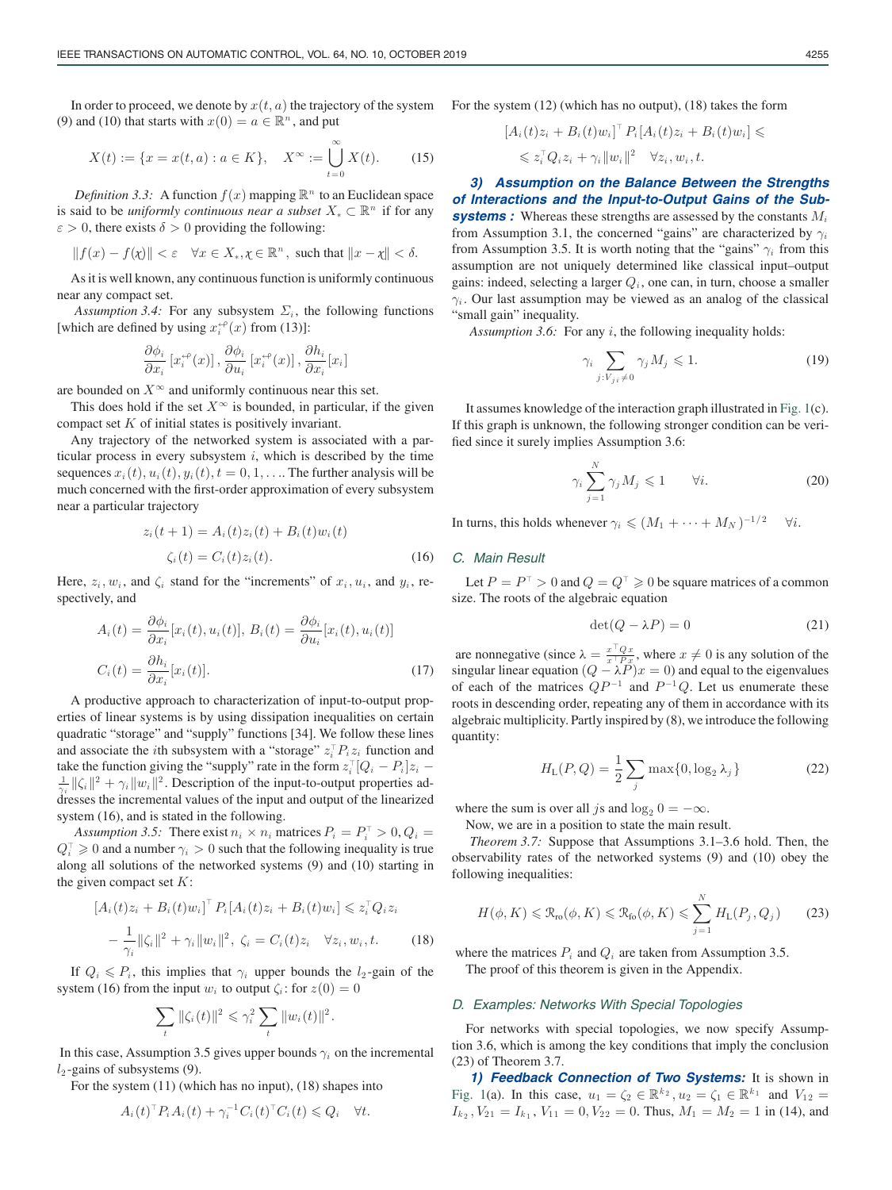In order to proceed, we denote by $x(t, a)$ the trajectory of the system (9) and (10) that starts with $x(0) = a \in \mathbb{R}^n$, and put

$$X(t) := \{x = x(t, a) : a \in K\}, \quad X^\infty := \bigcup_{t=0}^{\infty} X(t). \tag{15}$$

*Definition 3.3:* A function $f(x)$ mapping $\mathbb{R}^n$ to an Euclidean space is said to be *uniformly continuous near a subset* $X_* \subset \mathbb{R}^n$ if for any $\varepsilon > 0$, there exists $\delta > 0$ providing the following:

$$\|f(x) - f(\chi)\| < \varepsilon \quad \forall x \in X_*, \chi \in \mathbb{R}^n, \text{ such that } \|x - \chi\| < \delta.$$

As it is well known, any continuous function is uniformly continuous near any compact set.

*Assumption 3.4:* For any subsystem $\Sigma_i$, the following functions [which are defined by using $x_i^{\leftarrow\rho}(x)$ from (13)]:

$$\frac{\partial \phi_i}{\partial x_i}\left[x_i^{\leftarrow\rho}(x)\right], \frac{\partial \phi_i}{\partial u_i}\left[x_i^{\leftarrow\rho}(x)\right], \frac{\partial h_i}{\partial x_i}[x_i]$$

are bounded on $X^\infty$ and uniformly continuous near this set.

This does hold if the set $X^\infty$ is bounded, in particular, if the given compact set $K$ of initial states is positively invariant.

Any trajectory of the networked system is associated with a particular process in every subsystem $i$, which is described by the time sequences $x_i(t), u_i(t), y_i(t), t = 0, 1, \ldots$. The further analysis will be much concerned with the first-order approximation of every subsystem near a particular trajectory

$$\begin{aligned} z_i(t+1) &= A_i(t)z_i(t) + B_i(t)w_i(t) \\ \zeta_i(t) &= C_i(t)z_i(t). \end{aligned} \tag{16}$$

Here, $z_i, w_i$, and $\zeta_i$ stand for the "increments" of $x_i, u_i$, and $y_i$, respectively, and

$$\begin{aligned} A_i(t) &= \frac{\partial \phi_i}{\partial x_i}[x_i(t), u_i(t)], \; B_i(t) = \frac{\partial \phi_i}{\partial u_i}[x_i(t), u_i(t)] \\ C_i(t) &= \frac{\partial h_i}{\partial x_i}[x_i(t)]. \end{aligned} \tag{17}$$

A productive approach to characterization of input-to-output properties of linear systems is by using dissipation inequalities on certain quadratic "storage" and "supply" functions [34]. We follow these lines and associate the $i$th subsystem with a "storage" $z_i^\top P_i z_i$ function and take the function giving the "supply" rate in the form $z_i^\top[Q_i - P_i]z_i - \frac{1}{\gamma_i}\|\zeta_i\|^2 + \gamma_i\|w_i\|^2$. Description of the input-to-output properties addresses the incremental values of the input and output of the linearized system (16), and is stated in the following.

*Assumption 3.5:* There exist $n_i \times n_i$ matrices $P_i = P_i^\top > 0, Q_i = Q_i^\top \geqslant 0$ and a number $\gamma_i > 0$ such that the following inequality is true along all solutions of the networked systems (9) and (10) starting in the given compact set $K$:

$$\begin{aligned} [A_i(t)z_i + B_i(t)w_i]^\top P_i[A_i(t)z_i + B_i(t)w_i] &\leqslant z_i^\top Q_i z_i \\ - \frac{1}{\gamma_i}\|\zeta_i\|^2 + \gamma_i\|w_i\|^2, \; \zeta_i &= C_i(t)z_i \quad \forall z_i, w_i, t. \end{aligned} \tag{18}$$

If $Q_i \leqslant P_i$, this implies that $\gamma_i$ upper bounds the $l_2$-gain of the system (16) from the input $w_i$ to output $\zeta_i$: for $z(0) = 0$

$$\sum_t \|\zeta_i(t)\|^2 \leqslant \gamma_i^2 \sum_t \|w_i(t)\|^2.$$

In this case, Assumption 3.5 gives upper bounds $\gamma_i$ on the incremental $l_2$-gains of subsystems (9).

For the system (11) (which has no input), (18) shapes into

$$A_i(t)^\top P_i A_i(t) + \gamma_i^{-1} C_i(t)^\top C_i(t) \leqslant Q_i \quad \forall t.$$

For the system (12) (which has no output), (18) takes the form

$$\begin{aligned} [A_i(t)z_i + B_i(t)w_i]^\top P_i[A_i(t)z_i + B_i(t)w_i] &\leqslant \\ \leqslant z_i^\top Q_i z_i + \gamma_i\|w_i\|^2 \quad &\forall z_i, w_i, t. \end{aligned}$$

***3) Assumption on the Balance Between the Strengths of Interactions and the Input-to-Output Gains of the Subsystems:*** Whereas these strengths are assessed by the constants $M_i$ from Assumption 3.1, the concerned "gains" are characterized by $\gamma_i$ from Assumption 3.5. It is worth noting that the "gains" $\gamma_i$ from this assumption are not uniquely determined like classical input–output gains: indeed, selecting a larger $Q_i$, one can, in turn, choose a smaller $\gamma_i$. Our last assumption may be viewed as an analog of the classical "small gain" inequality.

*Assumption 3.6:* For any $i$, the following inequality holds:

$$\gamma_i \sum_{j: V_{ji} \neq 0} \gamma_j M_j \leqslant 1. \tag{19}$$

It assumes knowledge of the interaction graph illustrated in Fig. 1(c). If this graph is unknown, the following stronger condition can be verified since it surely implies Assumption 3.6:

$$\gamma_i \sum_{j=1}^{N} \gamma_j M_j \leqslant 1 \qquad \forall i. \tag{20}$$

In turns, this holds whenever $\gamma_i \leqslant (M_1 + \cdots + M_N)^{-1/2} \quad \forall i$.

### *C. Main Result*

Let $P = P^\top > 0$ and $Q = Q^\top \geqslant 0$ be square matrices of a common size. The roots of the algebraic equation

$$\det(Q - \lambda P) = 0 \tag{21}$$

are nonnegative (since $\lambda = \frac{x^\top Q x}{x^\top P x}$, where $x \neq 0$ is any solution of the singular linear equation $(Q - \lambda P)x = 0$) and equal to the eigenvalues of each of the matrices $QP^{-1}$ and $P^{-1}Q$. Let us enumerate these roots in descending order, repeating any of them in accordance with its algebraic multiplicity. Partly inspired by (8), we introduce the following quantity:

$$H_{\rm L}(P, Q) = \frac{1}{2}\sum_j \max\{0, \log_2 \lambda_j\} \tag{22}$$

where the sum is over all $j$s and $\log_2 0 = -\infty$.

Now, we are in a position to state the main result.

*Theorem 3.7:* Suppose that Assumptions 3.1–3.6 hold. Then, the observability rates of the networked systems (9) and (10) obey the following inequalities:

$$H(\phi, K) \leqslant \mathfrak{R}_{\rm ro}(\phi, K) \leqslant \mathfrak{R}_{\rm fo}(\phi, K) \leqslant \sum_{j=1}^{N} H_{\rm L}(P_j, Q_j) \tag{23}$$

where the matrices $P_i$ and $Q_i$ are taken from Assumption 3.5.

The proof of this theorem is given in the Appendix.

### *D. Examples: Networks With Special Topologies*

For networks with special topologies, we now specify Assumption 3.6, which is among the key conditions that imply the conclusion (23) of Theorem 3.7.

***1) Feedback Connection of Two Systems:*** It is shown in Fig. 1(a). In this case, $u_1 = \zeta_2 \in \mathbb{R}^{k_2}, u_2 = \zeta_1 \in \mathbb{R}^{k_1}$ and $V_{12} = I_{k_2}, V_{21} = I_{k_1}, V_{11} = 0, V_{22} = 0$. Thus, $M_1 = M_2 = 1$ in (14), and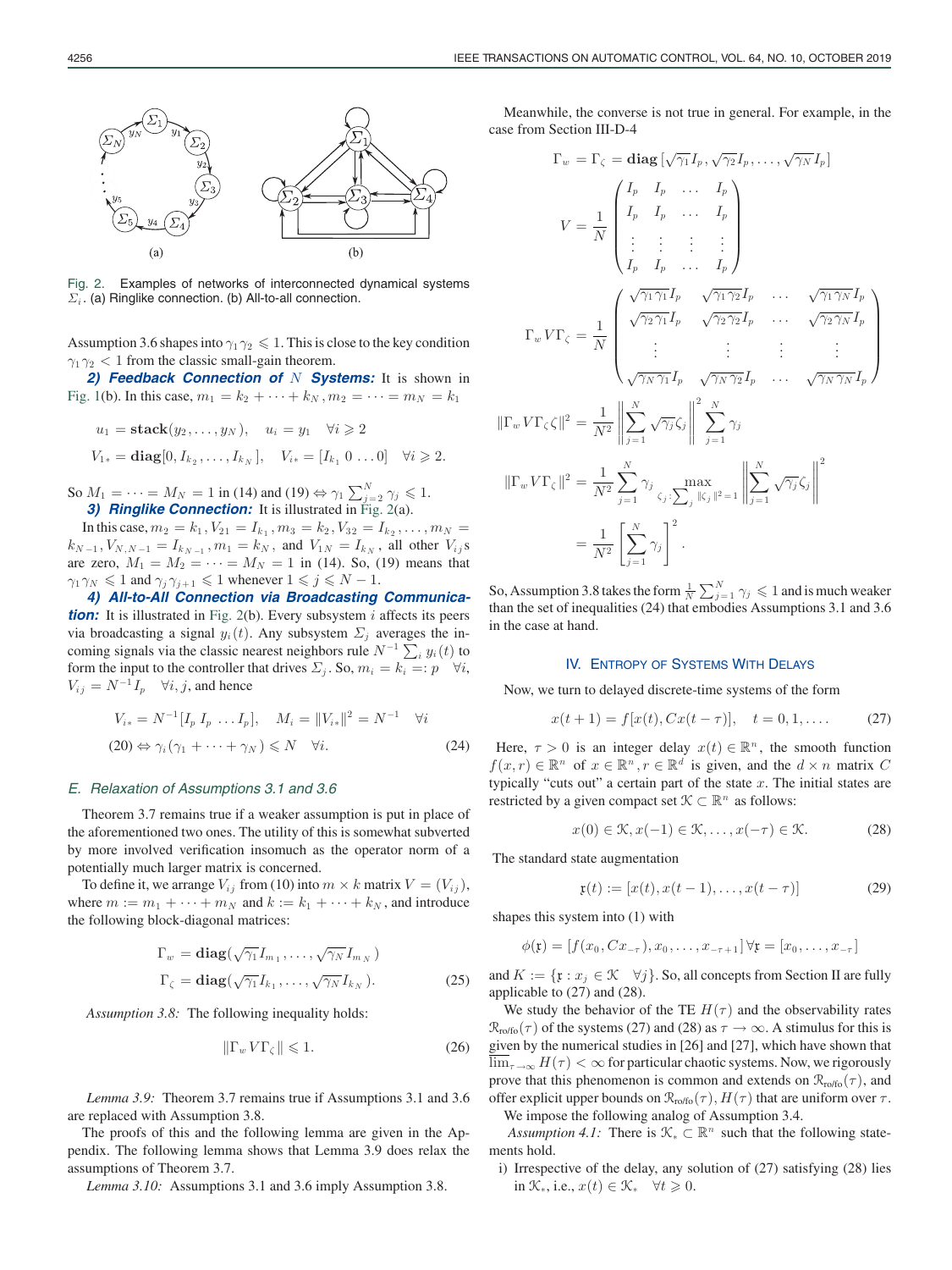Fig. 2. Examples of networks of interconnected dynamical systems $\Sigma_i$. (a) Ringlike connection. (b) All-to-all connection.

Assumption 3.6 shapes into $\gamma_1\gamma_2 \leqslant 1$. This is close to the key condition $\gamma_1\gamma_2 < 1$ from the classic small-gain theorem.

***2) Feedback Connection of $N$ Systems:*** It is shown in Fig. 1(b). In this case, $m_1 = k_2 + \cdots + k_N, m_2 = \cdots = m_N = k_1$

$$u_1 = \textbf{stack}(y_2, \ldots, y_N), \quad u_i = y_1 \quad \forall i \geqslant 2$$

$$V_{1*} = \textbf{diag}[0, I_{k_2}, \ldots, I_{k_N}], \quad V_{i*} = [I_{k_1}\ 0 \ldots 0] \quad \forall i \geqslant 2.$$

So $M_1 = \cdots = M_N = 1$ in (14) and (19) $\Leftrightarrow \gamma_1 \sum_{j=2}^N \gamma_j \leqslant 1$.

***3) Ringlike Connection:*** It is illustrated in Fig. 2(a).

In this case, $m_2 = k_1, V_{21} = I_{k_1}, m_3 = k_2, V_{32} = I_{k_2}, \ldots, m_N = k_{N-1}, V_{N,N-1} = I_{k_{N-1}}, m_1 = k_N$, and $V_{1N} = I_{k_N}$, all other $V_{ij}$s are zero, $M_1 = M_2 = \cdots = M_N = 1$ in (14). So, (19) means that $\gamma_1\gamma_N \leqslant 1$ and $\gamma_j\gamma_{j+1} \leqslant 1$ whenever $1 \leqslant j \leqslant N-1$.

***4) All-to-All Connection via Broadcasting Communication:*** It is illustrated in Fig. 2(b). Every subsystem $i$ affects its peers via broadcasting a signal $y_i(t)$. Any subsystem $\Sigma_j$ averages the incoming signals via the classic nearest neighbors rule $N^{-1}\sum_i y_i(t)$ to form the input to the controller that drives $\Sigma_j$. So, $m_i = k_i =: p \quad \forall i$, $V_{ij} = N^{-1} I_p \quad \forall i, j$, and hence

$$V_{i*} = N^{-1}[I_p\ I_p\ \ldots I_p], \quad M_i = \|V_{i*}\|^2 = N^{-1} \quad \forall i$$

$$(20) \Leftrightarrow \gamma_i(\gamma_1 + \cdots + \gamma_N) \leqslant N \quad \forall i. \tag{24}$$

### *E. Relaxation of Assumptions 3.1 and 3.6*

Theorem 3.7 remains true if a weaker assumption is put in place of the aforementioned two ones. The utility of this is somewhat subverted by more involved verification insomuch as the operator norm of a potentially much larger matrix is concerned.

To define it, we arrange $V_{ij}$ from (10) into $m \times k$ matrix $V = (V_{ij})$, where $m := m_1 + \cdots + m_N$ and $k := k_1 + \cdots + k_N$, and introduce the following block-diagonal matrices:

$$\Gamma_w = \textbf{diag}(\sqrt{\gamma_1} I_{m_1}, \ldots, \sqrt{\gamma_N} I_{m_N})$$
$$\Gamma_\zeta = \textbf{diag}(\sqrt{\gamma_1} I_{k_1}, \ldots, \sqrt{\gamma_N} I_{k_N}). \tag{25}$$

*Assumption 3.8:* The following inequality holds:

$$\|\Gamma_w V \Gamma_\zeta\| \leqslant 1. \tag{26}$$

*Lemma 3.9:* Theorem 3.7 remains true if Assumptions 3.1 and 3.6 are replaced with Assumption 3.8.

The proofs of this and the following lemma are given in the Appendix. The following lemma shows that Lemma 3.9 does relax the assumptions of Theorem 3.7.

*Lemma 3.10:* Assumptions 3.1 and 3.6 imply Assumption 3.8.

Meanwhile, the converse is not true in general. For example, in the case from Section III-D-4

$$\Gamma_w = \Gamma_\zeta = \textbf{diag}\left[\sqrt{\gamma_1} I_p, \sqrt{\gamma_2} I_p, \ldots, \sqrt{\gamma_N} I_p\right]$$

$$V = \frac{1}{N}\begin{pmatrix} I_p & I_p & \ldots & I_p \\ I_p & I_p & \ldots & I_p \\ \vdots & \vdots & \vdots & \vdots \\ I_p & I_p & \ldots & I_p \end{pmatrix}$$

$$\Gamma_w V \Gamma_\zeta = \frac{1}{N}\begin{pmatrix} \sqrt{\gamma_1\gamma_1} I_p & \sqrt{\gamma_1\gamma_2} I_p & \ldots & \sqrt{\gamma_1\gamma_N} I_p \\ \sqrt{\gamma_2\gamma_1} I_p & \sqrt{\gamma_2\gamma_2} I_p & \ldots & \sqrt{\gamma_2\gamma_N} I_p \\ \vdots & \vdots & \vdots & \vdots \\ \sqrt{\gamma_N\gamma_1} I_p & \sqrt{\gamma_N\gamma_2} I_p & \ldots & \sqrt{\gamma_N\gamma_N} I_p \end{pmatrix}$$

$$\|\Gamma_w V \Gamma_\zeta \zeta\|^2 = \frac{1}{N^2}\left\|\sum_{j=1}^N \sqrt{\gamma_j}\zeta_j\right\|^2 \sum_{j=1}^N \gamma_j$$

$$\|\Gamma_w V \Gamma_\zeta\|^2 = \frac{1}{N^2}\sum_{j=1}^N \gamma_j \max_{\zeta_j : \sum_j \|\zeta_j\|^2 = 1}\left\|\sum_{j=1}^N \sqrt{\gamma_j}\zeta_j\right\|^2$$
$$= \frac{1}{N^2}\left[\sum_{j=1}^N \gamma_j\right]^2.$$

So, Assumption 3.8 takes the form $\frac{1}{N}\sum_{j=1}^N \gamma_j \leqslant 1$ and is much weaker than the set of inequalities (24) that embodies Assumptions 3.1 and 3.6 in the case at hand.

## IV. Entropy of Systems With Delays

Now, we turn to delayed discrete-time systems of the form

$$x(t+1) = f[x(t), Cx(t-\tau)], \quad t = 0, 1, \ldots. \tag{27}$$

Here, $\tau > 0$ is an integer delay $x(t) \in \mathbb{R}^n$, the smooth function $f(x, r) \in \mathbb{R}^n$ of $x \in \mathbb{R}^n, r \in \mathbb{R}^d$ is given, and the $d \times n$ matrix $C$ typically "cuts out" a certain part of the state $x$. The initial states are restricted by a given compact set $\mathcal{K} \subset \mathbb{R}^n$ as follows:

$$x(0) \in \mathcal{K}, x(-1) \in \mathcal{K}, \ldots, x(-\tau) \in \mathcal{K}. \tag{28}$$

The standard state augmentation

$$\mathfrak{x}(t) := [x(t), x(t-1), \ldots, x(t-\tau)] \tag{29}$$

shapes this system into (1) with

$$\phi(\mathfrak{x}) = [f(x_0, Cx_{-\tau}), x_0, \ldots, x_{-\tau+1}]\, \forall \mathfrak{x} = [x_0, \ldots, x_{-\tau}]$$

and $K := \{\mathfrak{x} : x_j \in \mathcal{K} \quad \forall j\}$. So, all concepts from Section II are fully applicable to (27) and (28).

We study the behavior of the TE $H(\tau)$ and the observability rates $\mathcal{R}_{\text{ro/fo}}(\tau)$ of the systems (27) and (28) as $\tau \to \infty$. A stimulus for this is given by the numerical studies in [26] and [27], which have shown that $\overline{\lim}_{\tau\to\infty} H(\tau) < \infty$ for particular chaotic systems. Now, we rigorously prove that this phenomenon is common and extends on $\mathcal{R}_{\text{ro/fo}}(\tau)$, and offer explicit upper bounds on $\mathcal{R}_{\text{ro/fo}}(\tau), H(\tau)$ that are uniform over $\tau$.

We impose the following analog of Assumption 3.4.

*Assumption 4.1:* There is $\mathcal{K}_* \subset \mathbb{R}^n$ such that the following statements hold.

i) Irrespective of the delay, any solution of (27) satisfying (28) lies in $\mathcal{K}_*$, i.e., $x(t) \in \mathcal{K}_* \quad \forall t \geqslant 0$.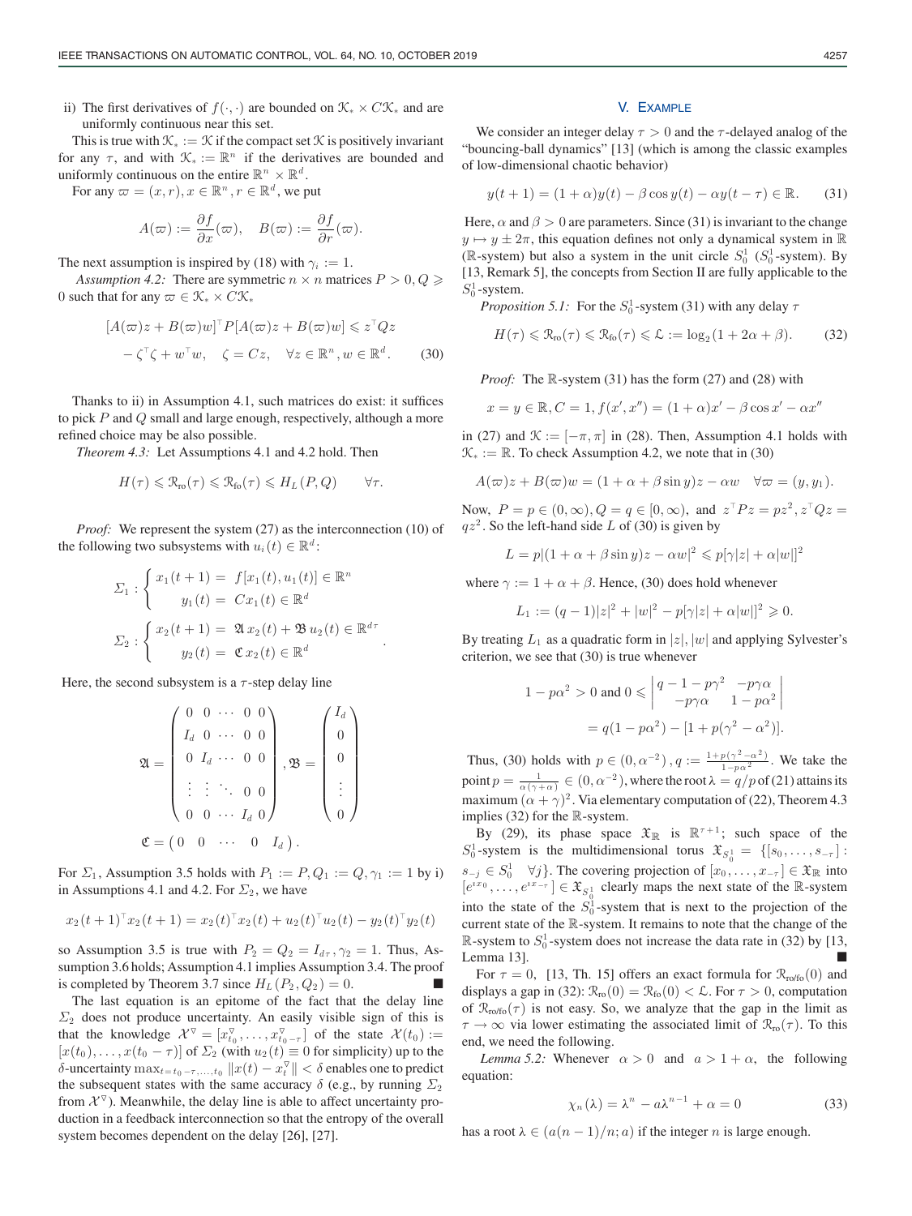ii) The first derivatives of $f(\cdot,\cdot)$ are bounded on $\mathcal{K}_* \times C\mathcal{K}_*$ and are uniformly continuous near this set.

This is true with $\mathcal{K}_* := \mathcal{K}$ if the compact set $\mathcal{K}$ is positively invariant for any $\tau$, and with $\mathcal{K}_* := \mathbb{R}^n$ if the derivatives are bounded and uniformly continuous on the entire $\mathbb{R}^n \times \mathbb{R}^d$.

For any $\varpi = (x, r), x \in \mathbb{R}^n, r \in \mathbb{R}^d$, we put

$$A(\varpi) := \frac{\partial f}{\partial x}(\varpi), \quad B(\varpi) := \frac{\partial f}{\partial r}(\varpi).$$

The next assumption is inspired by (18) with $\gamma_i := 1$.

*Assumption 4.2:* There are symmetric $n \times n$ matrices $P > 0, Q \geqslant 0$ such that for any $\varpi \in \mathcal{K}_* \times C\mathcal{K}_*$

$$[A(\varpi)z + B(\varpi)w]^\top P[A(\varpi)z + B(\varpi)w] \leqslant z^\top Qz - \zeta^\top \zeta + w^\top w, \quad \zeta = Cz, \quad \forall z \in \mathbb{R}^n, w \in \mathbb{R}^d. \tag{30}$$

Thanks to ii) in Assumption 4.1, such matrices do exist: it suffices to pick $P$ and $Q$ small and large enough, respectively, although a more refined choice may be also possible.

*Theorem 4.3:* Let Assumptions 4.1 and 4.2 hold. Then

$$H(\tau) \leqslant \mathcal{R}_{\text{ro}}(\tau) \leqslant \mathcal{R}_{\text{fo}}(\tau) \leqslant H_L(P, Q) \qquad \forall \tau.$$

*Proof:* We represent the system (27) as the interconnection (10) of the following two subsystems with $u_i(t) \in \mathbb{R}^d$:

$$\Sigma_1 : \begin{cases} x_1(t+1) = f[x_1(t), u_1(t)] \in \mathbb{R}^n \\ y_1(t) = Cx_1(t) \in \mathbb{R}^d \end{cases}$$

$$\Sigma_2 : \begin{cases} x_2(t+1) = \mathfrak{A}\, x_2(t) + \mathfrak{B}\, u_2(t) \in \mathbb{R}^{d\tau} \\ y_2(t) = \mathfrak{C}\, x_2(t) \in \mathbb{R}^d \end{cases}.$$

Here, the second subsystem is a $\tau$-step delay line

$$\mathfrak{A} = \begin{pmatrix} 0 & 0 & \cdots & 0 & 0 \\ I_d & 0 & \cdots & 0 & 0 \\ 0 & I_d & \cdots & 0 & 0 \\ \vdots & \vdots & \ddots & 0 & 0 \\ 0 & 0 & \cdots & I_d & 0 \end{pmatrix}, \mathfrak{B} = \begin{pmatrix} I_d \\ 0 \\ 0 \\ \vdots \\ 0 \end{pmatrix}$$

$$\mathfrak{C} = \begin{pmatrix} 0 & 0 & \cdots & 0 & I_d \end{pmatrix}.$$

For $\Sigma_1$, Assumption 3.5 holds with $P_1 := P, Q_1 := Q, \gamma_1 := 1$ by i) in Assumptions 4.1 and 4.2. For $\Sigma_2$, we have

$$x_2(t+1)^\top x_2(t+1) = x_2(t)^\top x_2(t) + u_2(t)^\top u_2(t) - y_2(t)^\top y_2(t)$$

so Assumption 3.5 is true with $P_2 = Q_2 = I_{d\tau}, \gamma_2 = 1$. Thus, Assumption 3.6 holds; Assumption 4.1 implies Assumption 3.4. The proof is completed by Theorem 3.7 since $H_L(P_2, Q_2) = 0$. ■

The last equation is an epitome of the fact that the delay line $\Sigma_2$ does not produce uncertainty. An easily visible sign of this is that the knowledge $\mathcal{X}^\triangledown = [x^\triangledown_{t_0}, \ldots, x^\triangledown_{t_0-\tau}]$ of the state $\mathcal{X}(t_0) := [x(t_0), \ldots, x(t_0 - \tau)]$ of $\Sigma_2$ (with $u_2(t) \equiv 0$ for simplicity) up to the $\delta$-uncertainty $\max_{t=t_0-\tau,\ldots,t_0} \|x(t) - x^\triangledown_t\| < \delta$ enables one to predict the subsequent states with the same accuracy $\delta$ (e.g., by running $\Sigma_2$ from $\mathcal{X}^\triangledown$). Meanwhile, the delay line is able to affect uncertainty production in a feedback interconnection so that the entropy of the overall system becomes dependent on the delay [26], [27].

## V. Example

We consider an integer delay $\tau > 0$ and the $\tau$-delayed analog of the "bouncing-ball dynamics" [13] (which is among the classic examples of low-dimensional chaotic behavior)

$$y(t+1) = (1+\alpha)y(t) - \beta \cos y(t) - \alpha y(t - \tau) \in \mathbb{R}. \tag{31}$$

Here, $\alpha$ and $\beta > 0$ are parameters. Since (31) is invariant to the change $y \mapsto y \pm 2\pi$, this equation defines not only a dynamical system in $\mathbb{R}$ ($\mathbb{R}$-system) but also a system in the unit circle $S^1_0$ ($S^1_0$-system). By [13, Remark 5], the concepts from Section II are fully applicable to the $S^1_0$-system.

*Proposition 5.1:* For the $S^1_0$-system (31) with any delay $\tau$

$$H(\tau) \leqslant \mathcal{R}_{\text{ro}}(\tau) \leqslant \mathcal{R}_{\text{fo}}(\tau) \leqslant \mathcal{L} := \log_2(1 + 2\alpha + \beta). \tag{32}$$

*Proof:* The $\mathbb{R}$-system (31) has the form (27) and (28) with

$$x = y \in \mathbb{R}, C = 1, f(x', x'') = (1+\alpha)x' - \beta \cos x' - \alpha x''$$

in (27) and $\mathcal{K} := [-\pi, \pi]$ in (28). Then, Assumption 4.1 holds with $\mathcal{K}_* := \mathbb{R}$. To check Assumption 4.2, we note that in (30)

$$A(\varpi)z + B(\varpi)w = (1 + \alpha + \beta \sin y)z - \alpha w \quad \forall \varpi = (y, y_1).$$

Now, $P = p \in (0, \infty), Q = q \in [0, \infty)$, and $z^\top Pz = pz^2, z^\top Qz = qz^2$. So the left-hand side $L$ of (30) is given by

$$L = p|(1 + \alpha + \beta \sin y)z - \alpha w|^2 \leqslant p[\gamma|z| + \alpha|w|]^2$$

where $\gamma := 1 + \alpha + \beta$. Hence, (30) does hold whenever

$$L_1 := (q-1)|z|^2 + |w|^2 - p[\gamma|z| + \alpha|w|]^2 \geqslant 0.$$

By treating $L_1$ as a quadratic form in $|z|, |w|$ and applying Sylvester's criterion, we see that (30) is true whenever

$$1 - p\alpha^2 > 0 \text{ and } 0 \leqslant \begin{vmatrix} q - 1 - p\gamma^2 & -p\gamma\alpha \\ -p\gamma\alpha & 1 - p\alpha^2 \end{vmatrix} = q(1 - p\alpha^2) - [1 + p(\gamma^2 - \alpha^2)].$$

Thus, (30) holds with $p \in (0, \alpha^{-2}), q := \frac{1 + p(\gamma^2 - \alpha^2)}{1 - p\alpha^2}$. We take the point $p = \frac{1}{\alpha(\gamma+\alpha)} \in (0, \alpha^{-2})$, where the root $\lambda = q/p$ of (21) attains its maximum $(\alpha + \gamma)^2$. Via elementary computation of (22), Theorem 4.3 implies (32) for the $\mathbb{R}$-system.

By (29), its phase space $\mathfrak{X}_\mathbb{R}$ is $\mathbb{R}^{\tau+1}$; such space of the $S^1_0$-system is the multidimensional torus $\mathfrak{X}_{S^1_0} = \{[s_0, \ldots, s_{-\tau}] : s_{-j} \in S^1_0 \quad \forall j\}$. The covering projection of $[x_0, \ldots, x_{-\tau}] \in \mathfrak{X}_\mathbb{R}$ into $[e^{ix_0}, \ldots, e^{ix_{-\tau}}] \in \mathfrak{X}_{S^1_0}$ clearly maps the next state of the $\mathbb{R}$-system into the state of the $S^1_0$-system that is next to the projection of the current state of the $\mathbb{R}$-system. It remains to note that the change of the $\mathbb{R}$-system to $S^1_0$-system does not increase the data rate in (32) by [13, Lemma 13]. ■

For $\tau = 0$, [13, Th. 15] offers an exact formula for $\mathcal{R}_{\text{ro/fo}}(0)$ and displays a gap in (32): $\mathcal{R}_{\text{ro}}(0) = \mathcal{R}_{\text{fo}}(0) < \mathcal{L}$. For $\tau > 0$, computation of $\mathcal{R}_{\text{ro/fo}}(\tau)$ is not easy. So, we analyze that the gap in the limit as $\tau \to \infty$ via lower estimating the associated limit of $\mathcal{R}_{\text{ro}}(\tau)$. To this end, we need the following.

*Lemma 5.2:* Whenever $\alpha > 0$ and $a > 1 + \alpha$, the following equation:

$$\chi_n(\lambda) = \lambda^n - a\lambda^{n-1} + \alpha = 0 \tag{33}$$

has a root $\lambda \in (a(n-1)/n; a)$ if the integer $n$ is large enough.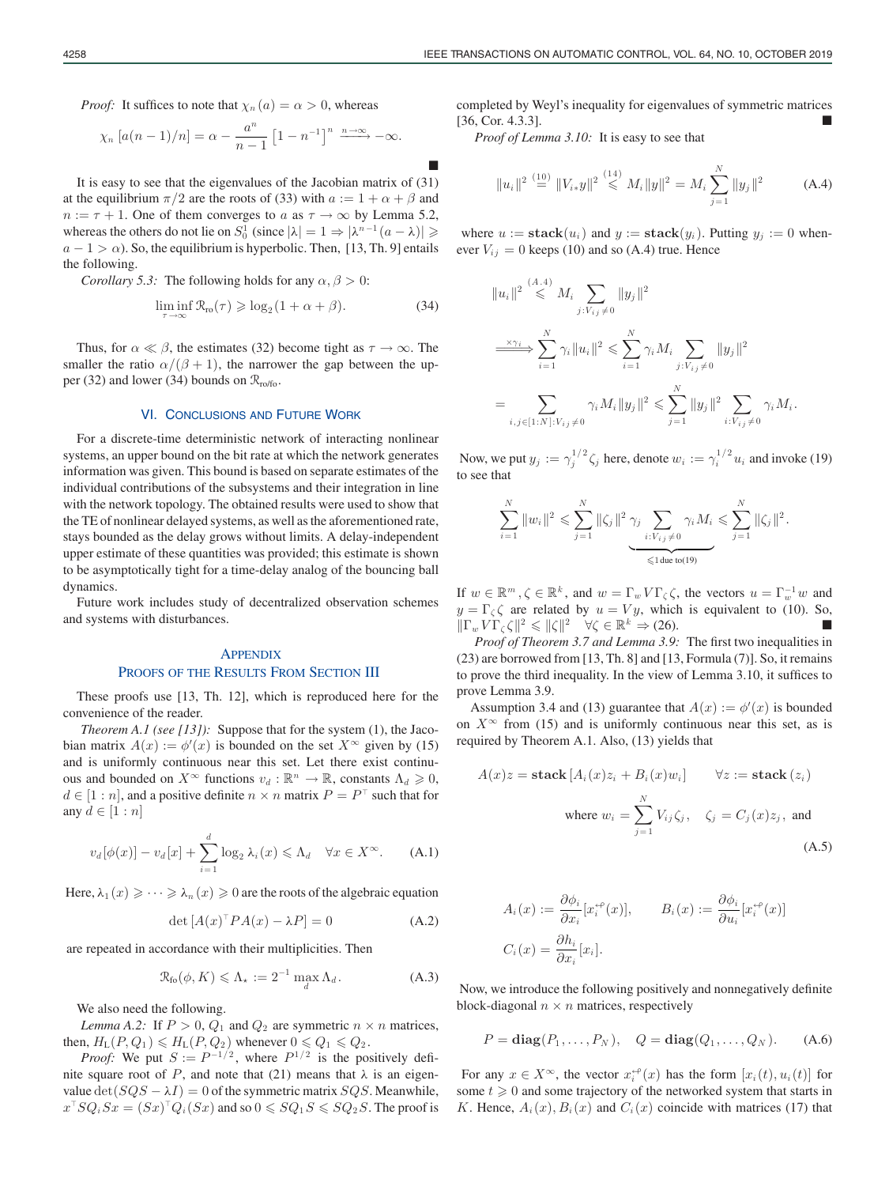*Proof:* It suffices to note that $\chi_n(a) = \alpha > 0$, whereas

$$\chi_n[a(n-1)/n] = \alpha - \frac{a^n}{n-1}\left[1 - n^{-1}\right]^n \xrightarrow{n\to\infty} -\infty.$$

■

It is easy to see that the eigenvalues of the Jacobian matrix of (31) at the equilibrium $\pi/2$ are the roots of (33) with $a := 1 + \alpha + \beta$ and $n := \tau + 1$. One of them converges to $a$ as $\tau \to \infty$ by Lemma 5.2, whereas the others do not lie on $S_0^1$ (since $|\lambda| = 1 \Rightarrow |\lambda^{n-1}(a-\lambda)| \geqslant a - 1 > \alpha$). So, the equilibrium is hyperbolic. Then, [13, Th. 9] entails the following.

*Corollary 5.3:* The following holds for any $\alpha, \beta > 0$:

$$\liminf_{\tau\to\infty} \mathfrak{R}_{\text{ro}}(\tau) \geqslant \log_2(1 + \alpha + \beta). \tag{34}$$

Thus, for $\alpha \ll \beta$, the estimates (32) become tight as $\tau \to \infty$. The smaller the ratio $\alpha/(\beta+1)$, the narrower the gap between the upper (32) and lower (34) bounds on $\mathfrak{R}_{\text{ro/fo}}$.

## VI. Conclusions and Future Work

For a discrete-time deterministic network of interacting nonlinear systems, an upper bound on the bit rate at which the network generates information was given. This bound is based on separate estimates of the individual contributions of the subsystems and their integration in line with the network topology. The obtained results were used to show that the TE of nonlinear delayed systems, as well as the aforementioned rate, stays bounded as the delay grows without limits. A delay-independent upper estimate of these quantities was provided; this estimate is shown to be asymptotically tight for a time-delay analog of the bouncing ball dynamics.

Future work includes study of decentralized observation schemes and systems with disturbances.

## Appendix
## Proofs of the Results From Section III

These proofs use [13, Th. 12], which is reproduced here for the convenience of the reader.

*Theorem A.1 (see [13]):* Suppose that for the system (1), the Jacobian matrix $A(x) := \phi'(x)$ is bounded on the set $X^\infty$ given by (15) and is uniformly continuous near this set. Let there exist continuous and bounded on $X^\infty$ functions $v_d : \mathbb{R}^n \to \mathbb{R}$, constants $\Lambda_d \geqslant 0$, $d \in [1:n]$, and a positive definite $n \times n$ matrix $P = P^\top$ such that for any $d \in [1:n]$

$$v_d[\phi(x)] - v_d[x] + \sum_{i=1}^{d} \log_2 \lambda_i(x) \leqslant \Lambda_d \quad \forall x \in X^\infty. \tag{A.1}$$

Here, $\lambda_1(x) \geqslant \cdots \geqslant \lambda_n(x) \geqslant 0$ are the roots of the algebraic equation

$$\det\left[A(x)^\top P A(x) - \lambda P\right] = 0 \tag{A.2}$$

are repeated in accordance with their multiplicities. Then

$$\mathfrak{R}_{\text{fo}}(\phi, K) \leqslant \Lambda_\star := 2^{-1} \max_d \Lambda_d. \tag{A.3}$$

We also need the following.

*Lemma A.2:* If $P > 0$, $Q_1$ and $Q_2$ are symmetric $n \times n$ matrices, then, $H_{\text{L}}(P, Q_1) \leqslant H_{\text{L}}(P, Q_2)$ whenever $0 \leqslant Q_1 \leqslant Q_2$.

*Proof:* We put $S := P^{-1/2}$, where $P^{1/2}$ is the positively definite square root of $P$, and note that (21) means that $\lambda$ is an eigenvalue $\det(SQS - \lambda I) = 0$ of the symmetric matrix $SQS$. Meanwhile, $x^\top S Q_i S x = (Sx)^\top Q_i (Sx)$ and so $0 \leqslant SQ_1 S \leqslant SQ_2 S$. The proof is completed by Weyl's inequality for eigenvalues of symmetric matrices [36, Cor. 4.3.3]. ■

*Proof of Lemma 3.10:* It is easy to see that

$$\|u_i\|^2 \overset{(10)}{=} \|V_{i*} y\|^2 \overset{(14)}{\leqslant} M_i \|y\|^2 = M_i \sum_{j=1}^{N} \|y_j\|^2 \tag{A.4}$$

where $u := \mathbf{stack}(u_i)$ and $y := \mathbf{stack}(y_i)$. Putting $y_j := 0$ whenever $V_{ij} = 0$ keeps (10) and so (A.4) true. Hence

$$\|u_i\|^2 \overset{(A.4)}{\leqslant} M_i \sum_{j: V_{ij} \neq 0} \|y_j\|^2$$

$$\xrightarrow{\times \gamma_i} \sum_{i=1}^{N} \gamma_i \|u_i\|^2 \leqslant \sum_{i=1}^{N} \gamma_i M_i \sum_{j: V_{ij}\neq 0} \|y_j\|^2$$

$$= \sum_{i,j \in [1:N]: V_{ij} \neq 0} \gamma_i M_i \|y_j\|^2 \leqslant \sum_{j=1}^{N} \|y_j\|^2 \sum_{i: V_{ij}\neq 0} \gamma_i M_i.$$

Now, we put $y_j := \gamma_j^{1/2} \zeta_j$ here, denote $w_i := \gamma_i^{1/2} u_i$ and invoke (19) to see that

$$\sum_{i=1}^{N} \|w_i\|^2 \leqslant \sum_{j=1}^{N} \|\zeta_j\|^2 \underbrace{\gamma_j \sum_{i: V_{ij}\neq 0} \gamma_i M_i}_{\leqslant 1 \text{ due to } (19)} \leqslant \sum_{j=1}^{N} \|\zeta_j\|^2.$$

If $w \in \mathbb{R}^m, \zeta \in \mathbb{R}^k$, and $w = \Gamma_w V \Gamma_\zeta \zeta$, the vectors $u = \Gamma_w^{-1} w$ and $y = \Gamma_\zeta \zeta$ are related by $u = Vy$, which is equivalent to (10). So, $\|\Gamma_w V \Gamma_\zeta \zeta\|^2 \leqslant \|\zeta\|^2 \quad \forall \zeta \in \mathbb{R}^k \Rightarrow (26)$. ■

*Proof of Theorem 3.7 and Lemma 3.9:* The first two inequalities in (23) are borrowed from [13, Th. 8] and [13, Formula (7)]. So, it remains to prove the third inequality. In the view of Lemma 3.10, it suffices to prove Lemma 3.9.

Assumption 3.4 and (13) guarantee that $A(x) := \phi'(x)$ is bounded on $X^\infty$ from (15) and is uniformly continuous near this set, as is required by Theorem A.1. Also, (13) yields that

$$A(x)z = \mathbf{stack}\left[A_i(x) z_i + B_i(x) w_i\right] \qquad \forall z := \mathbf{stack}(z_i)$$

$$\text{where } w_i = \sum_{j=1}^{N} V_{ij} \zeta_j, \quad \zeta_j = C_j(x) z_j, \text{ and} \tag{A.5}$$

$$A_i(x) := \frac{\partial \phi_i}{\partial x_i}[x_i^{\leftarrow\rho}(x)], \qquad B_i(x) := \frac{\partial \phi_i}{\partial u_i}[x_i^{\leftarrow\rho}(x)]$$

$$C_i(x) = \frac{\partial h_i}{\partial x_i}[x_i].$$

Now, we introduce the following positively and nonnegatively definite block-diagonal $n \times n$ matrices, respectively

$$P = \mathbf{diag}(P_1, \ldots, P_N), \quad Q = \mathbf{diag}(Q_1, \ldots, Q_N). \tag{A.6}$$

For any $x \in X^\infty$, the vector $x_i^{\leftarrow\rho}(x)$ has the form $[x_i(t), u_i(t)]$ for some $t \geqslant 0$ and some trajectory of the networked system that starts in $K$. Hence, $A_i(x), B_i(x)$ and $C_i(x)$ coincide with matrices (17) that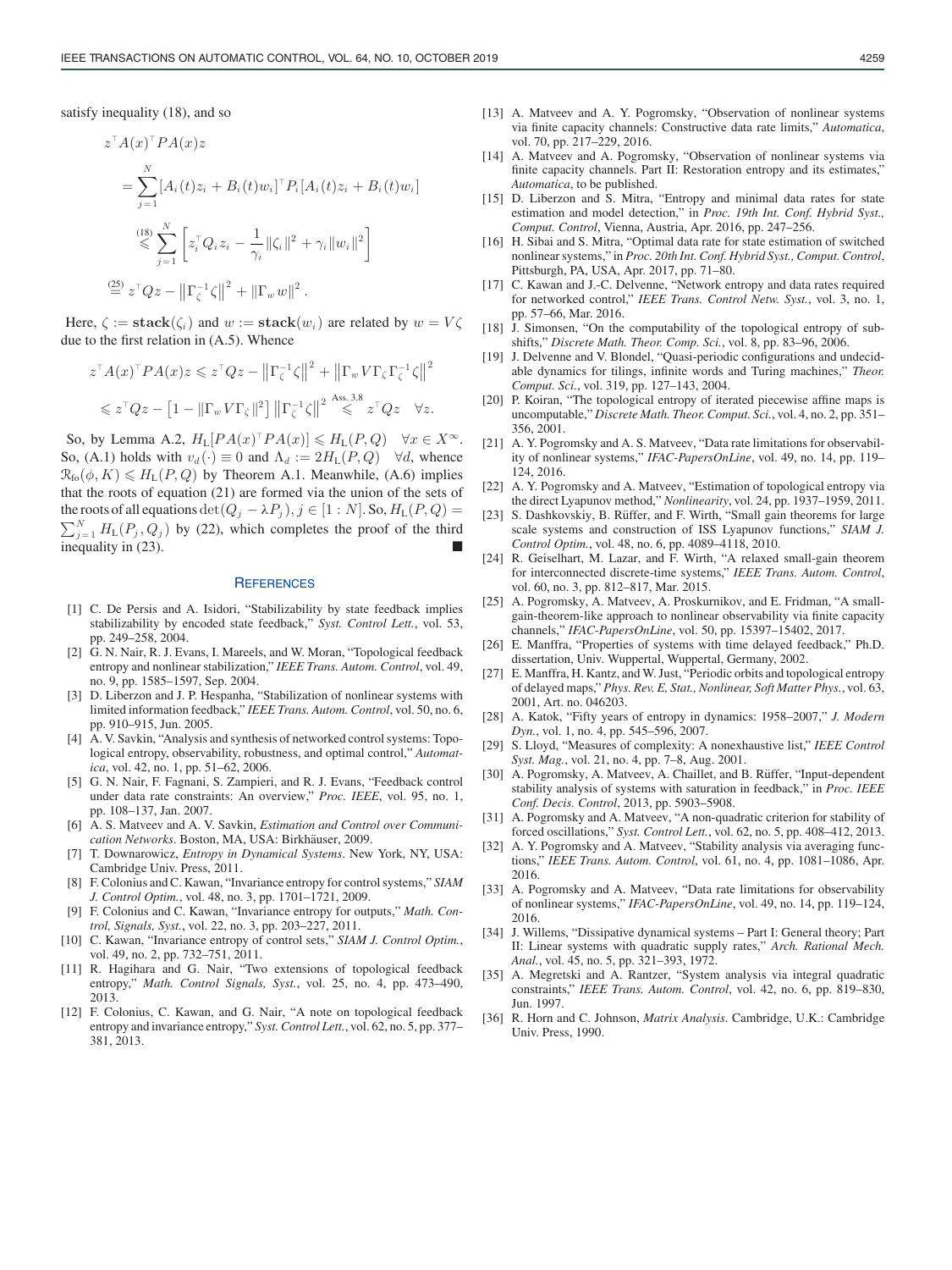satisfy inequality (18), and so

$$
\begin{aligned}
z^\top A(x)^\top P A(x) z &= \sum_{j=1}^{N} [A_i(t) z_i + B_i(t) w_i]^\top P_i [A_i(t) z_i + B_i(t) w_i] \\
&\overset{(18)}{\leqslant} \sum_{j=1}^{N} \left[ z_i^\top Q_i z_i - \frac{1}{\gamma_i} \|\zeta_i\|^2 + \gamma_i \|w_i\|^2 \right] \\
&\overset{(25)}{=} z^\top Q z - \left\|\Gamma_\zeta^{-1} \zeta\right\|^2 + \|\Gamma_w w\|^2 .
\end{aligned}
$$

Here, $\zeta := \mathbf{stack}(\zeta_i)$ and $w := \mathbf{stack}(w_i)$ are related by $w = V\zeta$ due to the first relation in (A.5). Whence

$$
\begin{aligned}
z^\top A(x)^\top P A(x) z &\leqslant z^\top Q z - \left\|\Gamma_\zeta^{-1} \zeta\right\|^2 + \left\|\Gamma_w V \Gamma_\zeta \Gamma_\zeta^{-1} \zeta\right\|^2 \\
&\leqslant z^\top Q z - \left[1 - \|\Gamma_w V \Gamma_\zeta\|^2\right] \left\|\Gamma_\zeta^{-1} \zeta\right\|^2 \overset{\text{Ass. 3.8}}{\leqslant} z^\top Q z \quad \forall z.
\end{aligned}
$$

So, by Lemma A.2, $H_{\rm L}[PA(x)^\top PA(x)] \leqslant H_{\rm L}(P,Q) \quad \forall x \in X^\infty$. So, (A.1) holds with $v_d(\cdot) \equiv 0$ and $\Lambda_d := 2H_{\rm L}(P,Q) \quad \forall d$, whence $\mathfrak{R}_{\rm fo}(\phi, K) \leqslant H_{\rm L}(P,Q)$ by Theorem A.1. Meanwhile, (A.6) implies that the roots of equation (21) are formed via the union of the sets of the roots of all equations $\det(Q_j - \lambda P_j), j \in [1:N]$. So, $H_{\rm L}(P,Q) = \sum_{j=1}^{N} H_{\rm L}(P_j, Q_j)$ by (22), which completes the proof of the third inequality in (23). ■

## References

[1] C. De Persis and A. Isidori, "Stabilizability by state feedback implies stabilizability by encoded state feedback," *Syst. Control Lett.*, vol. 53, pp. 249–258, 2004.

[2] G. N. Nair, R. J. Evans, I. Mareels, and W. Moran, "Topological feedback entropy and nonlinear stabilization," *IEEE Trans. Autom. Control*, vol. 49, no. 9, pp. 1585–1597, Sep. 2004.

[3] D. Liberzon and J. P. Hespanha, "Stabilization of nonlinear systems with limited information feedback," *IEEE Trans. Autom. Control*, vol. 50, no. 6, pp. 910–915, Jun. 2005.

[4] A. V. Savkin, "Analysis and synthesis of networked control systems: Topological entropy, observability, robustness, and optimal control," *Automatica*, vol. 42, no. 1, pp. 51–62, 2006.

[5] G. N. Nair, F. Fagnani, S. Zampieri, and R. J. Evans, "Feedback control under data rate constraints: An overview," *Proc. IEEE*, vol. 95, no. 1, pp. 108–137, Jan. 2007.

[6] A. S. Matveev and A. V. Savkin, *Estimation and Control over Communication Networks*. Boston, MA, USA: Birkhäuser, 2009.

[7] T. Downarowicz, *Entropy in Dynamical Systems*. New York, NY, USA: Cambridge Univ. Press, 2011.

[8] F. Colonius and C. Kawan, "Invariance entropy for control systems," *SIAM J. Control Optim.*, vol. 48, no. 3, pp. 1701–1721, 2009.

[9] F. Colonius and C. Kawan, "Invariance entropy for outputs," *Math. Control, Signals, Syst.*, vol. 22, no. 3, pp. 203–227, 2011.

[10] C. Kawan, "Invariance entropy of control sets," *SIAM J. Control Optim.*, vol. 49, no. 2, pp. 732–751, 2011.

[11] R. Hagihara and G. Nair, "Two extensions of topological feedback entropy," *Math. Control Signals, Syst.*, vol. 25, no. 4, pp. 473–490, 2013.

[12] F. Colonius, C. Kawan, and G. Nair, "A note on topological feedback entropy and invariance entropy," *Syst. Control Lett.*, vol. 62, no. 5, pp. 377–381, 2013.

[13] A. Matveev and A. Y. Pogromsky, "Observation of nonlinear systems via finite capacity channels: Constructive data rate limits," *Automatica*, vol. 70, pp. 217–229, 2016.

[14] A. Matveev and A. Pogromsky, "Observation of nonlinear systems via finite capacity channels. Part II: Restoration entropy and its estimates," *Automatica*, to be published.

[15] D. Liberzon and S. Mitra, "Entropy and minimal data rates for state estimation and model detection," in *Proc. 19th Int. Conf. Hybrid Syst., Comput. Control*, Vienna, Austria, Apr. 2016, pp. 247–256.

[16] H. Sibai and S. Mitra, "Optimal data rate for state estimation of switched nonlinear systems," in *Proc. 20th Int. Conf. Hybrid Syst., Comput. Control*, Pittsburgh, PA, USA, Apr. 2017, pp. 71–80.

[17] C. Kawan and J.-C. Delvenne, "Network entropy and data rates required for networked control," *IEEE Trans. Control Netw. Syst.*, vol. 3, no. 1, pp. 57–66, Mar. 2016.

[18] J. Simonsen, "On the computability of the topological entropy of subshifts," *Discrete Math. Theor. Comp. Sci.*, vol. 8, pp. 83–96, 2006.

[19] J. Delvenne and V. Blondel, "Quasi-periodic configurations and undecidable dynamics for tilings, infinite words and Turing machines," *Theor. Comput. Sci.*, vol. 319, pp. 127–143, 2004.

[20] P. Koiran, "The topological entropy of iterated piecewise affine maps is uncomputable," *Discrete Math. Theor. Comput. Sci.*, vol. 4, no. 2, pp. 351–356, 2001.

[21] A. Y. Pogromsky and A. S. Matveev, "Data rate limitations for observability of nonlinear systems," *IFAC-PapersOnLine*, vol. 49, no. 14, pp. 119–124, 2016.

[22] A. Y. Pogromsky and A. Matveev, "Estimation of topological entropy via the direct Lyapunov method," *Nonlinearity*, vol. 24, pp. 1937–1959, 2011.

[23] S. Dashkovskiy, B. Rüffer, and F. Wirth, "Small gain theorems for large scale systems and construction of ISS Lyapunov functions," *SIAM J. Control Optim.*, vol. 48, no. 6, pp. 4089–4118, 2010.

[24] R. Geiselhart, M. Lazar, and F. Wirth, "A relaxed small-gain theorem for interconnected discrete-time systems," *IEEE Trans. Autom. Control*, vol. 60, no. 3, pp. 812–817, Mar. 2015.

[25] A. Pogromsky, A. Matveev, A. Proskurnikov, and E. Fridman, "A small-gain-theorem-like approach to nonlinear observability via finite capacity channels," *IFAC-PapersOnLine*, vol. 50, pp. 15397–15402, 2017.

[26] E. Manffra, "Properties of systems with time delayed feedback," Ph.D. dissertation, Univ. Wuppertal, Wuppertal, Germany, 2002.

[27] E. Manfffra, H. Kantz, and W. Just, "Periodic orbits and topological entropy of delayed maps," *Phys. Rev. E, Stat., Nonlinear, Soft Matter Phys.*, vol. 63, 2001, Art. no. 046203.

[28] A. Katok, "Fifty years of entropy in dynamics: 1958–2007," *J. Modern Dyn.*, vol. 1, no. 4, pp. 545–596, 2007.

[29] S. Lloyd, "Measures of complexity: A nonexhaustive list," *IEEE Control Syst. Mag.*, vol. 21, no. 4, pp. 7–8, Aug. 2001.

[30] A. Pogromsky, A. Matveev, A. Chaillet, and B. Rüffer, "Input-dependent stability analysis of systems with saturation in feedback," in *Proc. IEEE Conf. Decis. Control*, 2013, pp. 5903–5908.

[31] A. Pogromsky and A. Matveev, "A non-quadratic criterion for stability of forced oscillations," *Syst. Control Lett.*, vol. 62, no. 5, pp. 408–412, 2013.

[32] A. Y. Pogromsky and A. Matveev, "Stability analysis via averaging functions," *IEEE Trans. Autom. Control*, vol. 61, no. 4, pp. 1081–1086, Apr. 2016.

[33] A. Pogromsky and A. Matveev, "Data rate limitations for observability of nonlinear systems," *IFAC-PapersOnLine*, vol. 49, no. 14, pp. 119–124, 2016.

[34] J. Willems, "Dissipative dynamical systems – Part I: General theory; Part II: Linear systems with quadratic supply rates," *Arch. Rational Mech. Anal.*, vol. 45, no. 5, pp. 321–393, 1972.

[35] A. Megretski and A. Rantzer, "System analysis via integral quadratic constraints," *IEEE Trans. Autom. Control*, vol. 42, no. 6, pp. 819–830, Jun. 1997.

[36] R. Horn and C. Johnson, *Matrix Analysis*. Cambridge, U.K.: Cambridge Univ. Press, 1990.